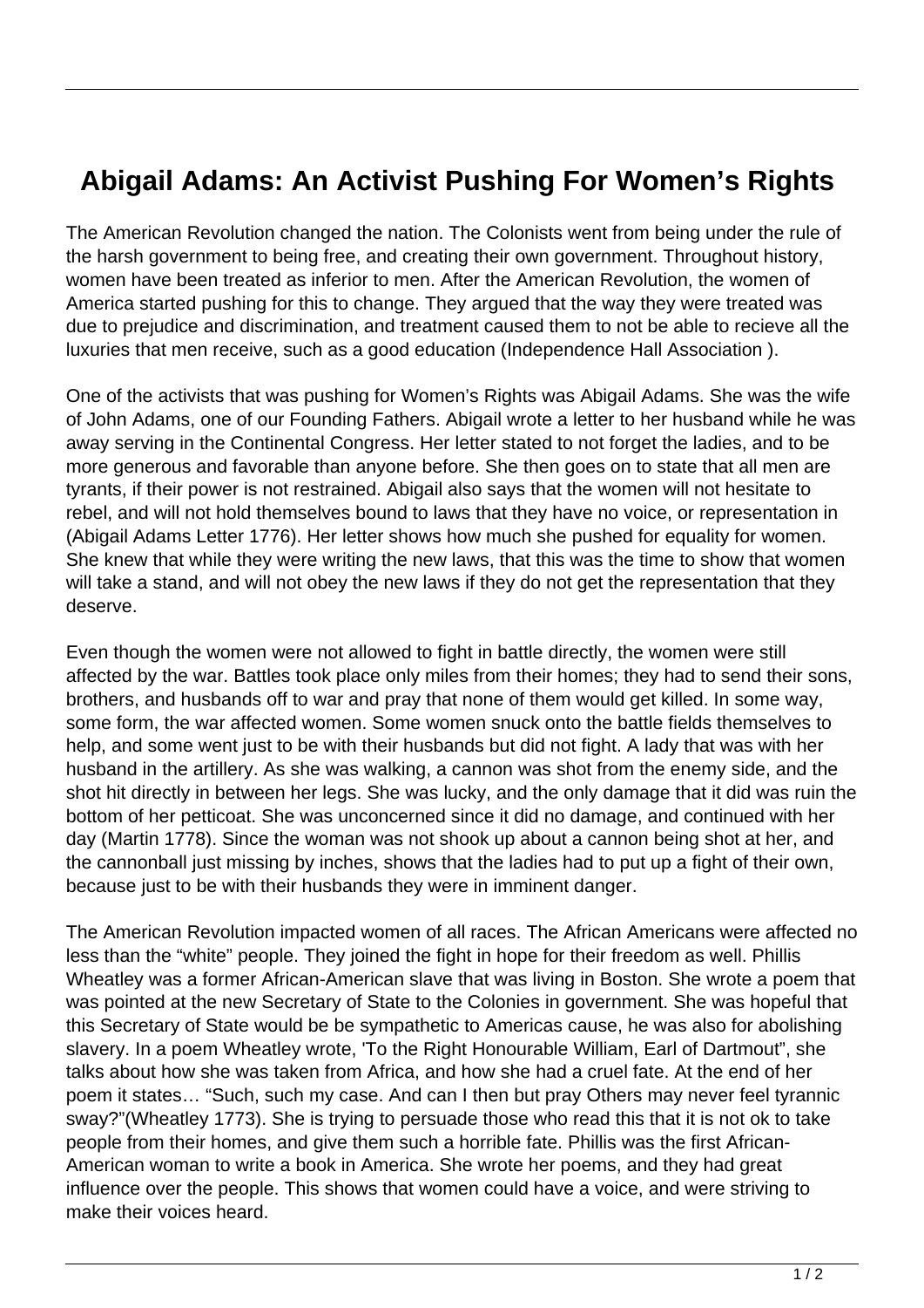# Abigail Adams: An Activist Pushing For Women's Rights

The American Revolution changed the nation. The Colonists went from being under the rule of the harsh government to being free, and creating their own government. Throughout history, women have been treated as inferior to men. After the American Revolution, the women of America started pushing for this to change. They argued that the way they were treated was due to prejudice and discrimination, and treatment caused them to not be able to recieve all the luxuries that men receive, such as a good education (Independence Hall Association ).

One of the activists that was pushing for Women's Rights was Abigail Adams. She was the wife of John Adams, one of our Founding Fathers. Abigail wrote a letter to her husband while he was away serving in the Continental Congress. Her letter stated to not forget the ladies, and to be more generous and favorable than anyone before. She then goes on to state that all men are tyrants, if their power is not restrained. Abigail also says that the women will not hesitate to rebel, and will not hold themselves bound to laws that they have no voice, or representation in (Abigail Adams Letter 1776). Her letter shows how much she pushed for equality for women. She knew that while they were writing the new laws, that this was the time to show that women will take a stand, and will not obey the new laws if they do not get the representation that they deserve.

Even though the women were not allowed to fight in battle directly, the women were still affected by the war. Battles took place only miles from their homes; they had to send their sons, brothers, and husbands off to war and pray that none of them would get killed. In some way, some form, the war affected women. Some women snuck onto the battle fields themselves to help, and some went just to be with their husbands but did not fight. A lady that was with her husband in the artillery. As she was walking, a cannon was shot from the enemy side, and the shot hit directly in between her legs. She was lucky, and the only damage that it did was ruin the bottom of her petticoat. She was unconcerned since it did no damage, and continued with her day (Martin 1778). Since the woman was not shook up about a cannon being shot at her, and the cannonball just missing by inches, shows that the ladies had to put up a fight of their own, because just to be with their husbands they were in imminent danger.

The American Revolution impacted women of all races. The African Americans were affected no less than the "white" people. They joined the fight in hope for their freedom as well. Phillis Wheatley was a former African-American slave that was living in Boston. She wrote a poem that was pointed at the new Secretary of State to the Colonies in government. She was hopeful that this Secretary of State would be be sympathetic to Americas cause, he was also for abolishing slavery. In a poem Wheatley wrote, 'To the Right Honourable William, Earl of Dartmout", she talks about how she was taken from Africa, and how she had a cruel fate. At the end of her poem it states… "Such, such my case. And can I then but pray Others may never feel tyrannic sway?"(Wheatley 1773). She is trying to persuade those who read this that it is not ok to take people from their homes, and give them such a horrible fate. Phillis was the first African-American woman to write a book in America. She wrote her poems, and they had great influence over the people. This shows that women could have a voice, and were striving to make their voices heard.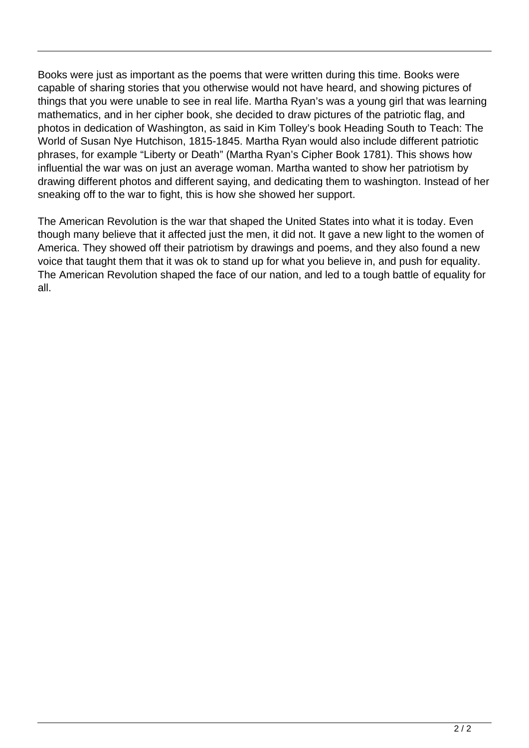Books were just as important as the poems that were written during this time. Books were capable of sharing stories that you otherwise would not have heard, and showing pictures of things that you were unable to see in real life. Martha Ryan's was a young girl that was learning mathematics, and in her cipher book, she decided to draw pictures of the patriotic flag, and photos in dedication of Washington, as said in Kim Tolley's book Heading South to Teach: The World of Susan Nye Hutchison, 1815-1845. Martha Ryan would also include different patriotic phrases, for example "Liberty or Death" (Martha Ryan's Cipher Book 1781). This shows how influential the war was on just an average woman. Martha wanted to show her patriotism by drawing different photos and different saying, and dedicating them to washington. Instead of her sneaking off to the war to fight, this is how she showed her support.

The American Revolution is the war that shaped the United States into what it is today. Even though many believe that it affected just the men, it did not. It gave a new light to the women of America. They showed off their patriotism by drawings and poems, and they also found a new voice that taught them that it was ok to stand up for what you believe in, and push for equality. The American Revolution shaped the face of our nation, and led to a tough battle of equality for all.